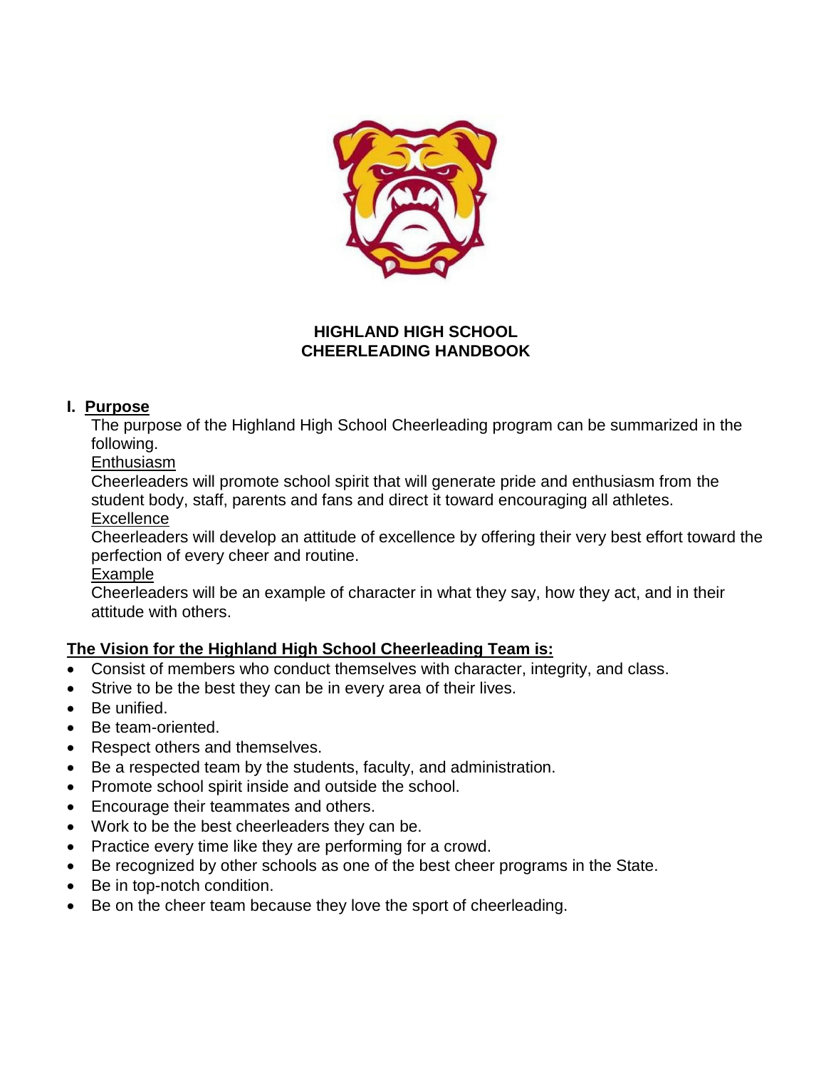# HIGHLAND HIGH SCHOOL
# CHEERLEADING HANDBOOK

## I. Purpose

The purpose of the Highland High School Cheerleading program can be summarized in the following.

Enthusiasm

Cheerleaders will promote school spirit that will generate pride and enthusiasm from the student body, staff, parents and fans and direct it toward encouraging all athletes.

Excellence

Cheerleaders will develop an attitude of excellence by offering their very best effort toward the perfection of every cheer and routine.

Example

Cheerleaders will be an example of character in what they say, how they act, and in their attitude with others.

**The Vision for the Highland High School Cheerleading Team is:**

- Consist of members who conduct themselves with character, integrity, and class.
- Strive to be the best they can be in every area of their lives.
- Be unified.
- Be team-oriented.
- Respect others and themselves.
- Be a respected team by the students, faculty, and administration.
- Promote school spirit inside and outside the school.
- Encourage their teammates and others.
- Work to be the best cheerleaders they can be.
- Practice every time like they are performing for a crowd.
- Be recognized by other schools as one of the best cheer programs in the State.
- Be in top-notch condition.
- Be on the cheer team because they love the sport of cheerleading.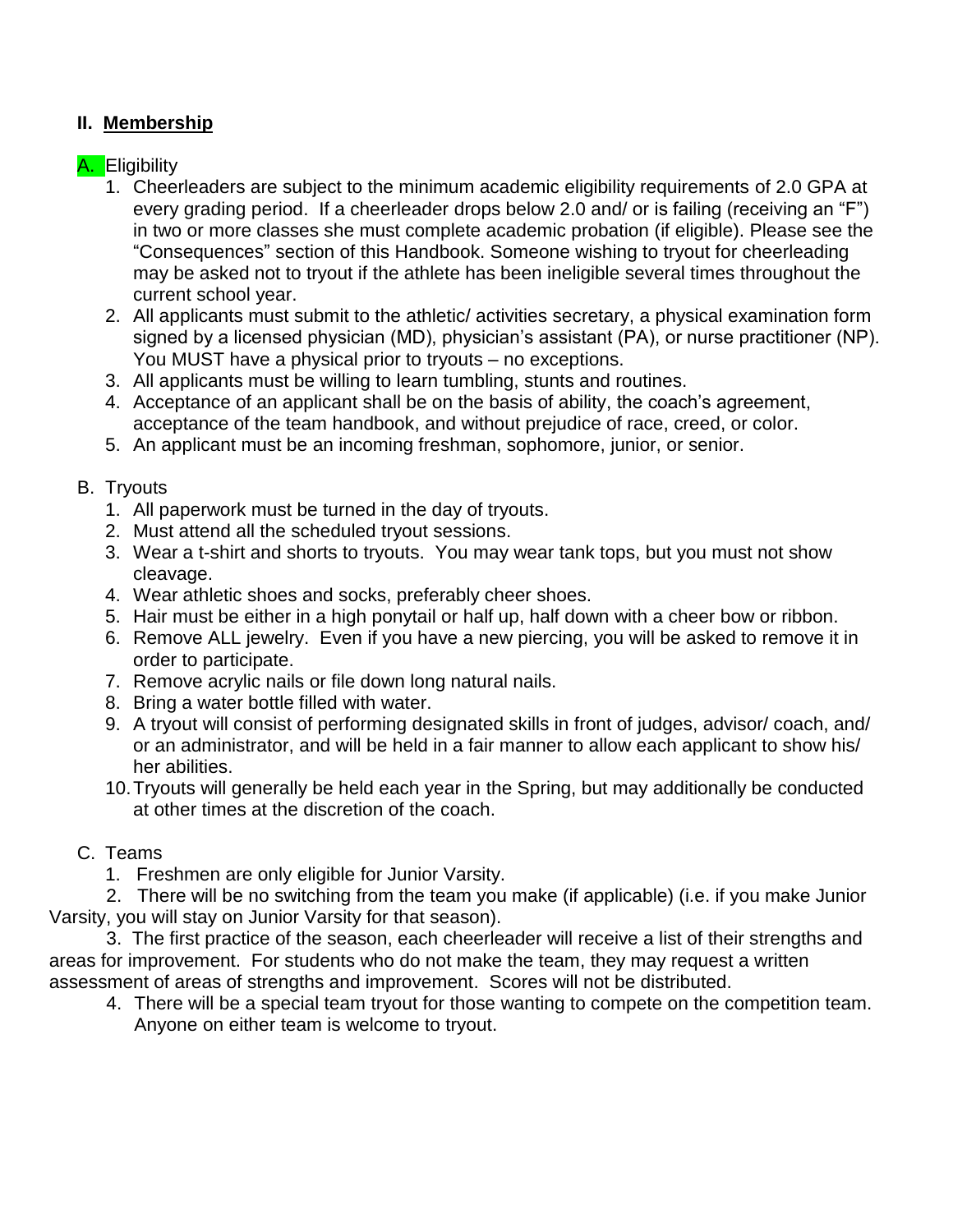## II. Membership

### A. Eligibility

1. Cheerleaders are subject to the minimum academic eligibility requirements of 2.0 GPA at every grading period. If a cheerleader drops below 2.0 and/ or is failing (receiving an "F") in two or more classes she must complete academic probation (if eligible). Please see the "Consequences" section of this Handbook. Someone wishing to tryout for cheerleading may be asked not to tryout if the athlete has been ineligible several times throughout the current school year.
2. All applicants must submit to the athletic/ activities secretary, a physical examination form signed by a licensed physician (MD), physician's assistant (PA), or nurse practitioner (NP). You MUST have a physical prior to tryouts – no exceptions.
3. All applicants must be willing to learn tumbling, stunts and routines.
4. Acceptance of an applicant shall be on the basis of ability, the coach's agreement, acceptance of the team handbook, and without prejudice of race, creed, or color.
5. An applicant must be an incoming freshman, sophomore, junior, or senior.

### B. Tryouts

1. All paperwork must be turned in the day of tryouts.
2. Must attend all the scheduled tryout sessions.
3. Wear a t-shirt and shorts to tryouts. You may wear tank tops, but you must not show cleavage.
4. Wear athletic shoes and socks, preferably cheer shoes.
5. Hair must be either in a high ponytail or half up, half down with a cheer bow or ribbon.
6. Remove ALL jewelry. Even if you have a new piercing, you will be asked to remove it in order to participate.
7. Remove acrylic nails or file down long natural nails.
8. Bring a water bottle filled with water.
9. A tryout will consist of performing designated skills in front of judges, advisor/ coach, and/ or an administrator, and will be held in a fair manner to allow each applicant to show his/ her abilities.
10. Tryouts will generally be held each year in the Spring, but may additionally be conducted at other times at the discretion of the coach.

### C. Teams

1. Freshmen are only eligible for Junior Varsity.
2. There will be no switching from the team you make (if applicable) (i.e. if you make Junior Varsity, you will stay on Junior Varsity for that season).
3. The first practice of the season, each cheerleader will receive a list of their strengths and areas for improvement. For students who do not make the team, they may request a written assessment of areas of strengths and improvement. Scores will not be distributed.
4. There will be a special team tryout for those wanting to compete on the competition team. Anyone on either team is welcome to tryout.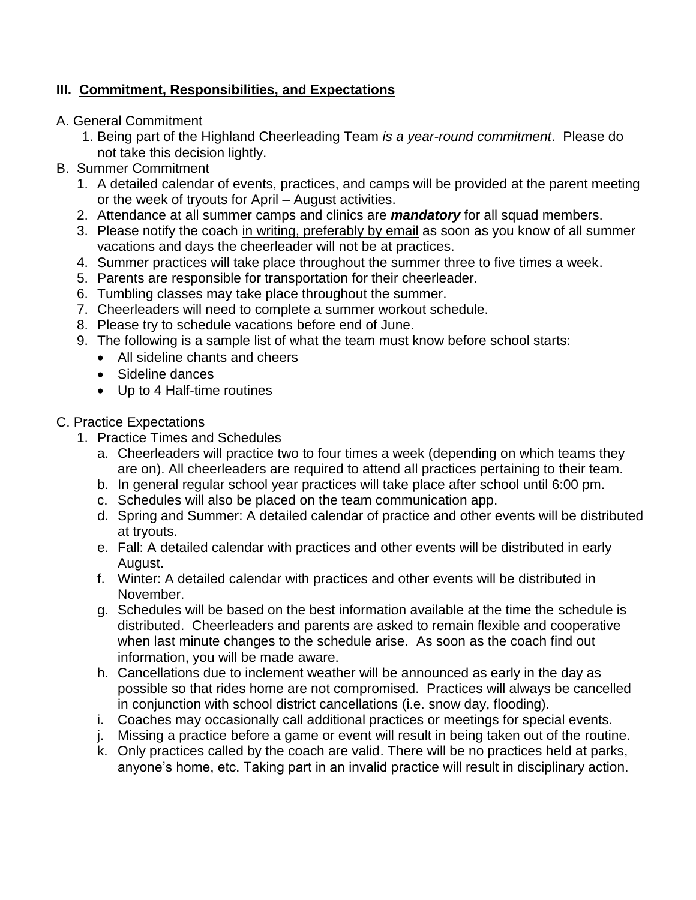## III. <u>Commitment, Responsibilities, and Expectations</u>

A. General Commitment

1. Being part of the Highland Cheerleading Team *is a year-round commitment*. Please do not take this decision lightly.

B. Summer Commitment

1. A detailed calendar of events, practices, and camps will be provided at the parent meeting or the week of tryouts for April – August activities.
2. Attendance at all summer camps and clinics are ***mandatory*** for all squad members.
3. Please notify the coach <u>in writing, preferably by email</u> as soon as you know of all summer vacations and days the cheerleader will not be at practices.
4. Summer practices will take place throughout the summer three to five times a week.
5. Parents are responsible for transportation for their cheerleader.
6. Tumbling classes may take place throughout the summer.
7. Cheerleaders will need to complete a summer workout schedule.
8. Please try to schedule vacations before end of June.
9. The following is a sample list of what the team must know before school starts:
   - All sideline chants and cheers
   - Sideline dances
   - Up to 4 Half-time routines

C. Practice Expectations

1. Practice Times and Schedules
   a. Cheerleaders will practice two to four times a week (depending on which teams they are on). All cheerleaders are required to attend all practices pertaining to their team.
   b. In general regular school year practices will take place after school until 6:00 pm.
   c. Schedules will also be placed on the team communication app.
   d. Spring and Summer: A detailed calendar of practice and other events will be distributed at tryouts.
   e. Fall: A detailed calendar with practices and other events will be distributed in early August.
   f. Winter: A detailed calendar with practices and other events will be distributed in November.
   g. Schedules will be based on the best information available at the time the schedule is distributed. Cheerleaders and parents are asked to remain flexible and cooperative when last minute changes to the schedule arise. As soon as the coach find out information, you will be made aware.
   h. Cancellations due to inclement weather will be announced as early in the day as possible so that rides home are not compromised. Practices will always be cancelled in conjunction with school district cancellations (i.e. snow day, flooding).
   i. Coaches may occasionally call additional practices or meetings for special events.
   j. Missing a practice before a game or event will result in being taken out of the routine.
   k. Only practices called by the coach are valid. There will be no practices held at parks, anyone's home, etc. Taking part in an invalid practice will result in disciplinary action.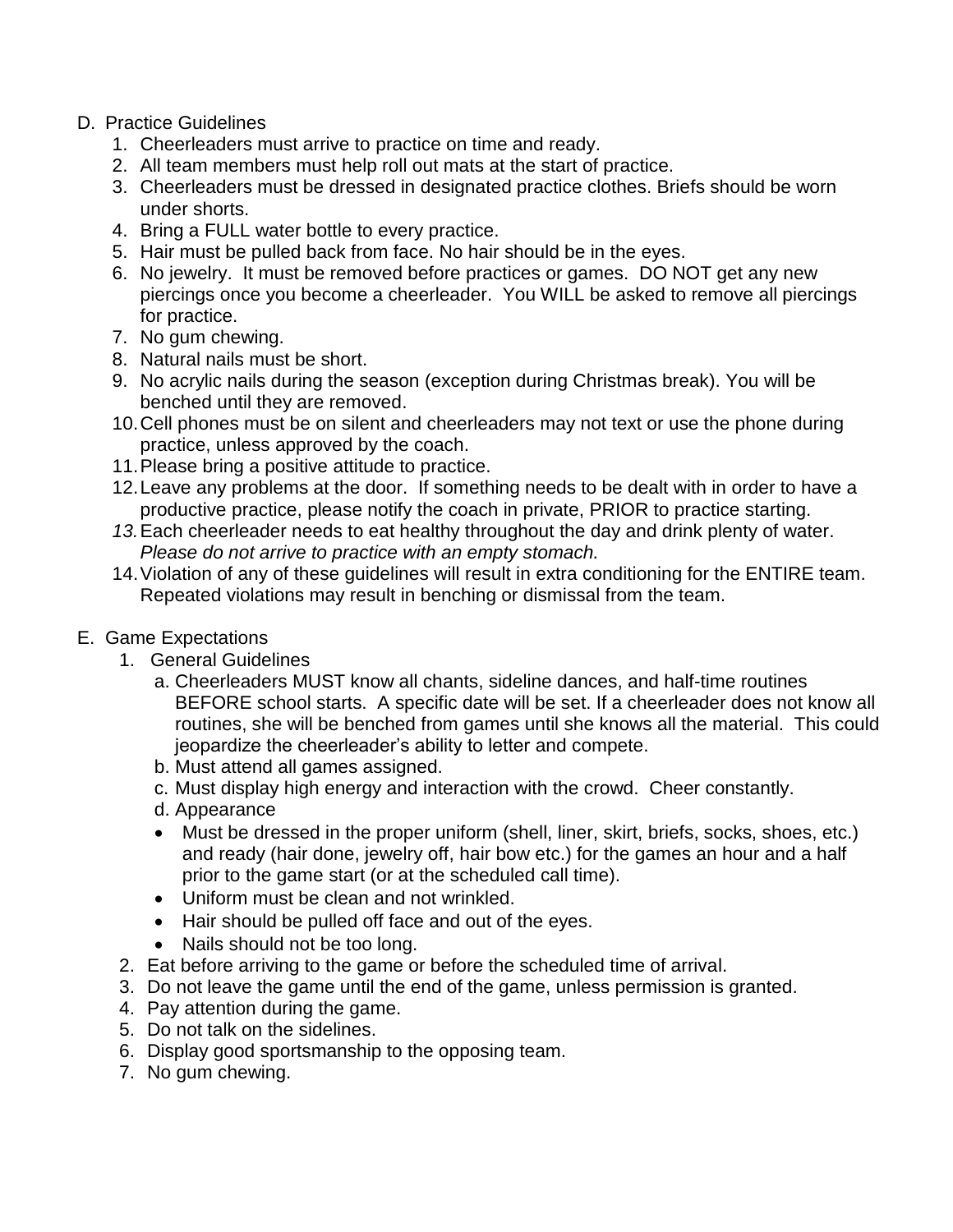D. Practice Guidelines

1. Cheerleaders must arrive to practice on time and ready.
2. All team members must help roll out mats at the start of practice.
3. Cheerleaders must be dressed in designated practice clothes. Briefs should be worn under shorts.
4. Bring a FULL water bottle to every practice.
5. Hair must be pulled back from face. No hair should be in the eyes.
6. No jewelry. It must be removed before practices or games. DO NOT get any new piercings once you become a cheerleader. You WILL be asked to remove all piercings for practice.
7. No gum chewing.
8. Natural nails must be short.
9. No acrylic nails during the season (exception during Christmas break). You will be benched until they are removed.
10. Cell phones must be on silent and cheerleaders may not text or use the phone during practice, unless approved by the coach.
11. Please bring a positive attitude to practice.
12. Leave any problems at the door. If something needs to be dealt with in order to have a productive practice, please notify the coach in private, PRIOR to practice starting.
13. Each cheerleader needs to eat healthy throughout the day and drink plenty of water. *Please do not arrive to practice with an empty stomach.*
14. Violation of any of these guidelines will result in extra conditioning for the ENTIRE team. Repeated violations may result in benching or dismissal from the team.

E. Game Expectations

1. General Guidelines
   a. Cheerleaders MUST know all chants, sideline dances, and half-time routines BEFORE school starts. A specific date will be set. If a cheerleader does not know all routines, she will be benched from games until she knows all the material. This could jeopardize the cheerleader's ability to letter and compete.
   b. Must attend all games assigned.
   c. Must display high energy and interaction with the crowd. Cheer constantly.
   d. Appearance
   - Must be dressed in the proper uniform (shell, liner, skirt, briefs, socks, shoes, etc.) and ready (hair done, jewelry off, hair bow etc.) for the games an hour and a half prior to the game start (or at the scheduled call time).
   - Uniform must be clean and not wrinkled.
   - Hair should be pulled off face and out of the eyes.
   - Nails should not be too long.
2. Eat before arriving to the game or before the scheduled time of arrival.
3. Do not leave the game until the end of the game, unless permission is granted.
4. Pay attention during the game.
5. Do not talk on the sidelines.
6. Display good sportsmanship to the opposing team.
7. No gum chewing.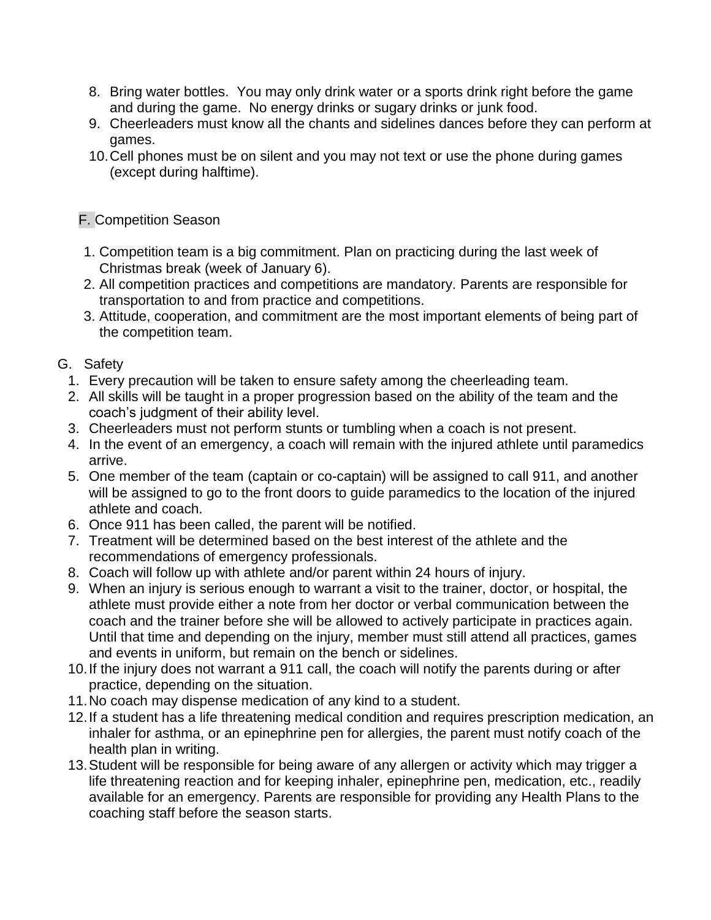8. Bring water bottles. You may only drink water or a sports drink right before the game and during the game. No energy drinks or sugary drinks or junk food.
9. Cheerleaders must know all the chants and sidelines dances before they can perform at games.
10. Cell phones must be on silent and you may not text or use the phone during games (except during halftime).

F. Competition Season

1. Competition team is a big commitment. Plan on practicing during the last week of Christmas break (week of January 6).
2. All competition practices and competitions are mandatory. Parents are responsible for transportation to and from practice and competitions.
3. Attitude, cooperation, and commitment are the most important elements of being part of the competition team.

G. Safety

1. Every precaution will be taken to ensure safety among the cheerleading team.
2. All skills will be taught in a proper progression based on the ability of the team and the coach's judgment of their ability level.
3. Cheerleaders must not perform stunts or tumbling when a coach is not present.
4. In the event of an emergency, a coach will remain with the injured athlete until paramedics arrive.
5. One member of the team (captain or co-captain) will be assigned to call 911, and another will be assigned to go to the front doors to guide paramedics to the location of the injured athlete and coach.
6. Once 911 has been called, the parent will be notified.
7. Treatment will be determined based on the best interest of the athlete and the recommendations of emergency professionals.
8. Coach will follow up with athlete and/or parent within 24 hours of injury.
9. When an injury is serious enough to warrant a visit to the trainer, doctor, or hospital, the athlete must provide either a note from her doctor or verbal communication between the coach and the trainer before she will be allowed to actively participate in practices again. Until that time and depending on the injury, member must still attend all practices, games and events in uniform, but remain on the bench or sidelines.
10. If the injury does not warrant a 911 call, the coach will notify the parents during or after practice, depending on the situation.
11. No coach may dispense medication of any kind to a student.
12. If a student has a life threatening medical condition and requires prescription medication, an inhaler for asthma, or an epinephrine pen for allergies, the parent must notify coach of the health plan in writing.
13. Student will be responsible for being aware of any allergen or activity which may trigger a life threatening reaction and for keeping inhaler, epinephrine pen, medication, etc., readily available for an emergency. Parents are responsible for providing any Health Plans to the coaching staff before the season starts.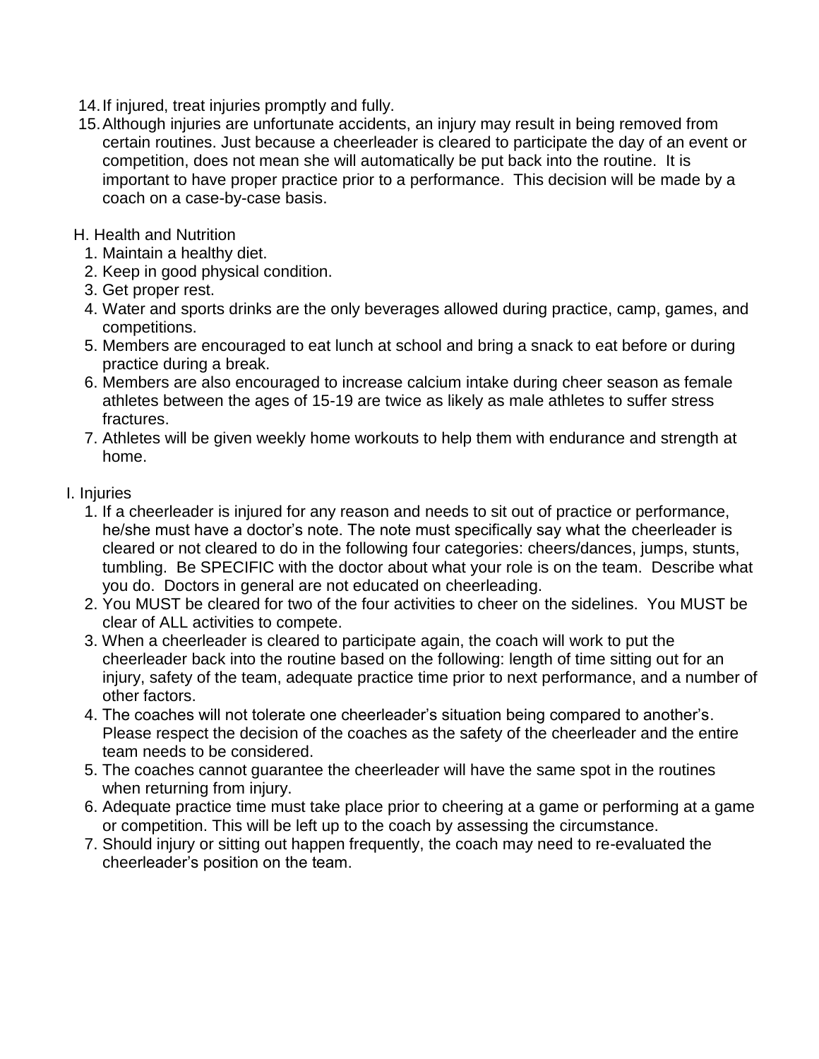14. If injured, treat injuries promptly and fully.
15. Although injuries are unfortunate accidents, an injury may result in being removed from certain routines. Just because a cheerleader is cleared to participate the day of an event or competition, does not mean she will automatically be put back into the routine. It is important to have proper practice prior to a performance. This decision will be made by a coach on a case-by-case basis.

## H. Health and Nutrition

1. Maintain a healthy diet.
2. Keep in good physical condition.
3. Get proper rest.
4. Water and sports drinks are the only beverages allowed during practice, camp, games, and competitions.
5. Members are encouraged to eat lunch at school and bring a snack to eat before or during practice during a break.
6. Members are also encouraged to increase calcium intake during cheer season as female athletes between the ages of 15-19 are twice as likely as male athletes to suffer stress fractures.
7. Athletes will be given weekly home workouts to help them with endurance and strength at home.

## I. Injuries

1. If a cheerleader is injured for any reason and needs to sit out of practice or performance, he/she must have a doctor's note. The note must specifically say what the cheerleader is cleared or not cleared to do in the following four categories: cheers/dances, jumps, stunts, tumbling. Be SPECIFIC with the doctor about what your role is on the team. Describe what you do. Doctors in general are not educated on cheerleading.
2. You MUST be cleared for two of the four activities to cheer on the sidelines. You MUST be clear of ALL activities to compete.
3. When a cheerleader is cleared to participate again, the coach will work to put the cheerleader back into the routine based on the following: length of time sitting out for an injury, safety of the team, adequate practice time prior to next performance, and a number of other factors.
4. The coaches will not tolerate one cheerleader's situation being compared to another's. Please respect the decision of the coaches as the safety of the cheerleader and the entire team needs to be considered.
5. The coaches cannot guarantee the cheerleader will have the same spot in the routines when returning from injury.
6. Adequate practice time must take place prior to cheering at a game or performing at a game or competition. This will be left up to the coach by assessing the circumstance.
7. Should injury or sitting out happen frequently, the coach may need to re-evaluated the cheerleader's position on the team.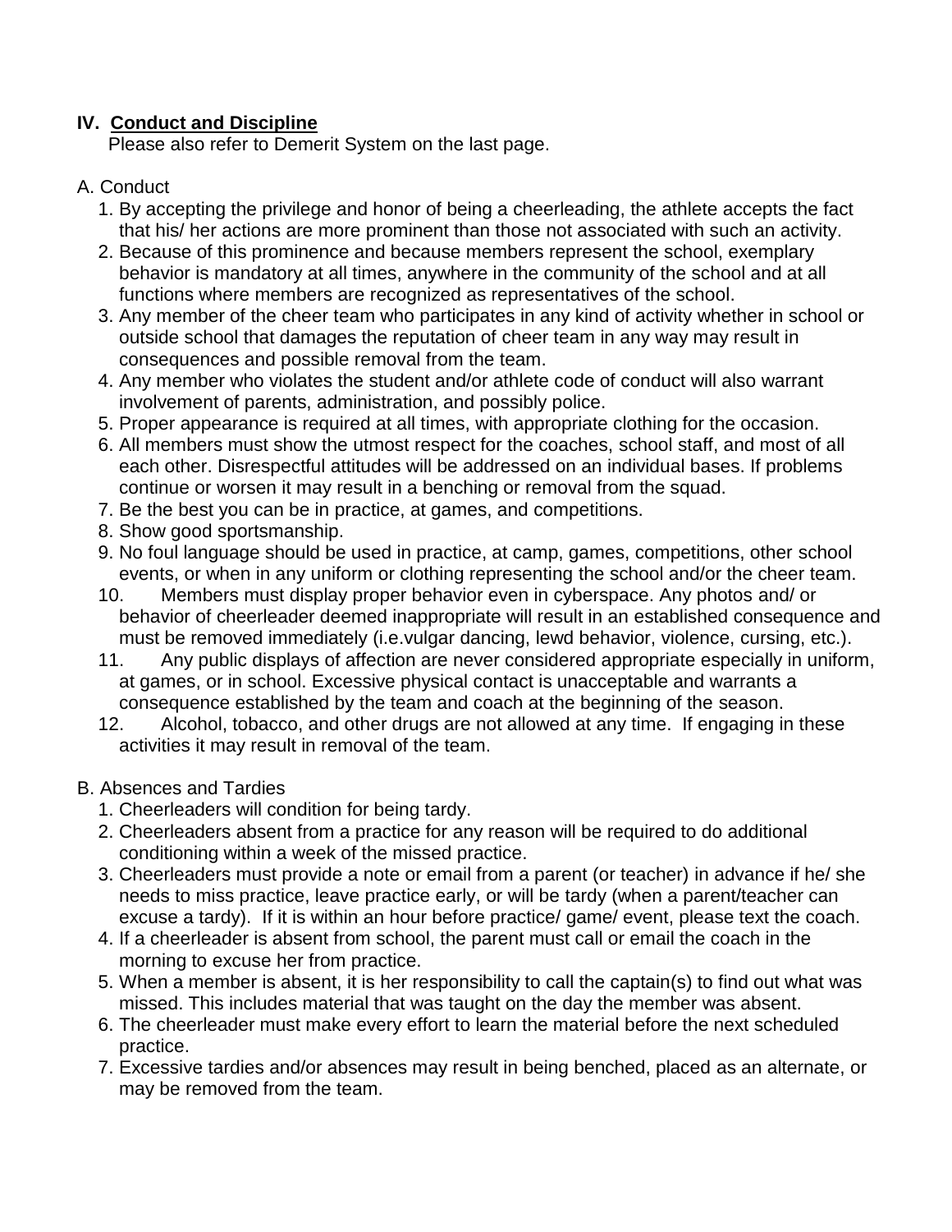## IV. **Conduct and Discipline**

Please also refer to Demerit System on the last page.

A. Conduct

1. By accepting the privilege and honor of being a cheerleading, the athlete accepts the fact that his/ her actions are more prominent than those not associated with such an activity.
2. Because of this prominence and because members represent the school, exemplary behavior is mandatory at all times, anywhere in the community of the school and at all functions where members are recognized as representatives of the school.
3. Any member of the cheer team who participates in any kind of activity whether in school or outside school that damages the reputation of cheer team in any way may result in consequences and possible removal from the team.
4. Any member who violates the student and/or athlete code of conduct will also warrant involvement of parents, administration, and possibly police.
5. Proper appearance is required at all times, with appropriate clothing for the occasion.
6. All members must show the utmost respect for the coaches, school staff, and most of all each other. Disrespectful attitudes will be addressed on an individual bases. If problems continue or worsen it may result in a benching or removal from the squad.
7. Be the best you can be in practice, at games, and competitions.
8. Show good sportsmanship.
9. No foul language should be used in practice, at camp, games, competitions, other school events, or when in any uniform or clothing representing the school and/or the cheer team.
10. Members must display proper behavior even in cyberspace. Any photos and/ or behavior of cheerleader deemed inappropriate will result in an established consequence and must be removed immediately (i.e.vulgar dancing, lewd behavior, violence, cursing, etc.).
11. Any public displays of affection are never considered appropriate especially in uniform, at games, or in school. Excessive physical contact is unacceptable and warrants a consequence established by the team and coach at the beginning of the season.
12. Alcohol, tobacco, and other drugs are not allowed at any time. If engaging in these activities it may result in removal of the team.

B. Absences and Tardies

1. Cheerleaders will condition for being tardy.
2. Cheerleaders absent from a practice for any reason will be required to do additional conditioning within a week of the missed practice.
3. Cheerleaders must provide a note or email from a parent (or teacher) in advance if he/ she needs to miss practice, leave practice early, or will be tardy (when a parent/teacher can excuse a tardy). If it is within an hour before practice/ game/ event, please text the coach.
4. If a cheerleader is absent from school, the parent must call or email the coach in the morning to excuse her from practice.
5. When a member is absent, it is her responsibility to call the captain(s) to find out what was missed. This includes material that was taught on the day the member was absent.
6. The cheerleader must make every effort to learn the material before the next scheduled practice.
7. Excessive tardies and/or absences may result in being benched, placed as an alternate, or may be removed from the team.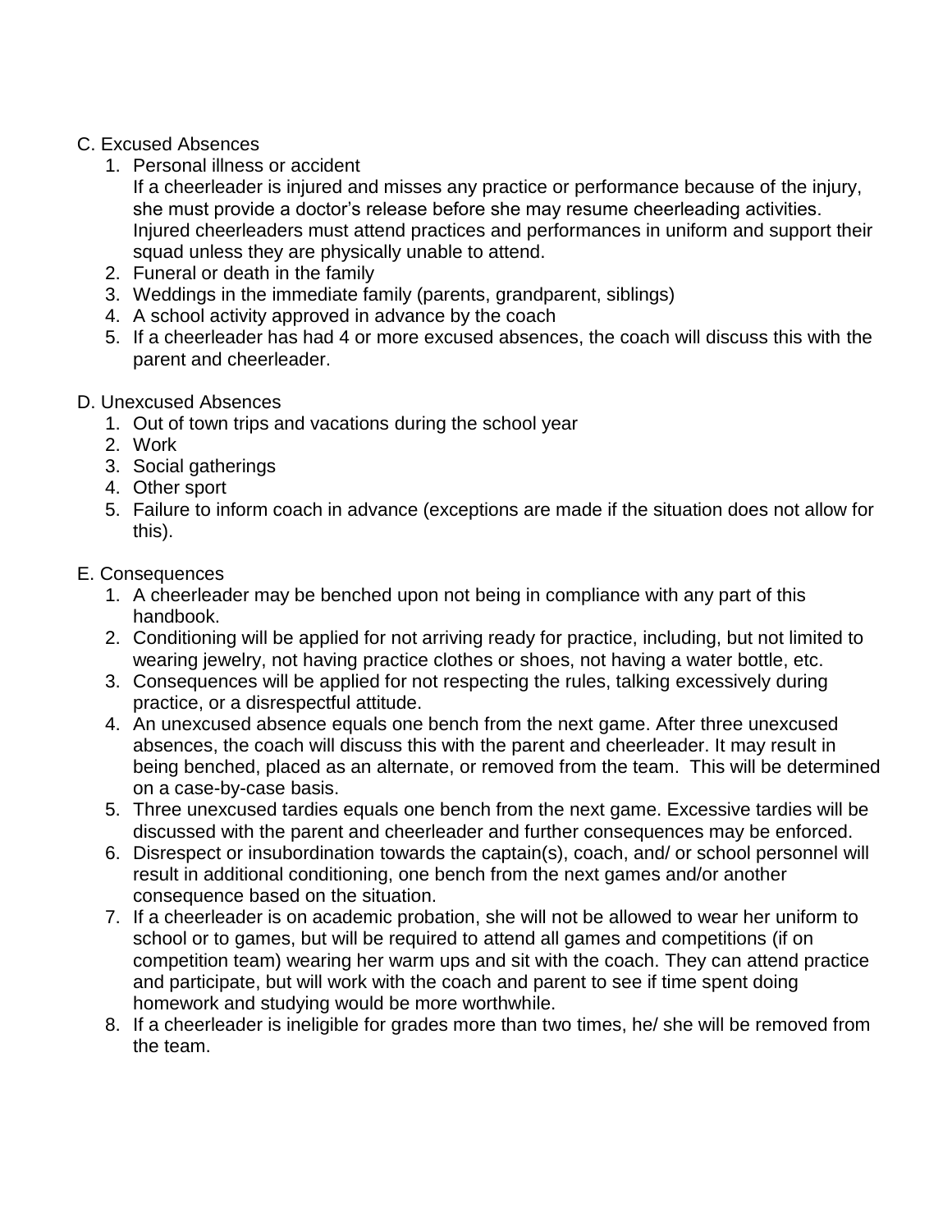C. Excused Absences

1. Personal illness or accident
   If a cheerleader is injured and misses any practice or performance because of the injury, she must provide a doctor's release before she may resume cheerleading activities. Injured cheerleaders must attend practices and performances in uniform and support their squad unless they are physically unable to attend.
2. Funeral or death in the family
3. Weddings in the immediate family (parents, grandparent, siblings)
4. A school activity approved in advance by the coach
5. If a cheerleader has had 4 or more excused absences, the coach will discuss this with the parent and cheerleader.

D. Unexcused Absences

1. Out of town trips and vacations during the school year
2. Work
3. Social gatherings
4. Other sport
5. Failure to inform coach in advance (exceptions are made if the situation does not allow for this).

E. Consequences

1. A cheerleader may be benched upon not being in compliance with any part of this handbook.
2. Conditioning will be applied for not arriving ready for practice, including, but not limited to wearing jewelry, not having practice clothes or shoes, not having a water bottle, etc.
3. Consequences will be applied for not respecting the rules, talking excessively during practice, or a disrespectful attitude.
4. An unexcused absence equals one bench from the next game. After three unexcused absences, the coach will discuss this with the parent and cheerleader. It may result in being benched, placed as an alternate, or removed from the team. This will be determined on a case-by-case basis.
5. Three unexcused tardies equals one bench from the next game. Excessive tardies will be discussed with the parent and cheerleader and further consequences may be enforced.
6. Disrespect or insubordination towards the captain(s), coach, and/ or school personnel will result in additional conditioning, one bench from the next games and/or another consequence based on the situation.
7. If a cheerleader is on academic probation, she will not be allowed to wear her uniform to school or to games, but will be required to attend all games and competitions (if on competition team) wearing her warm ups and sit with the coach. They can attend practice and participate, but will work with the coach and parent to see if time spent doing homework and studying would be more worthwhile.
8. If a cheerleader is ineligible for grades more than two times, he/ she will be removed from the team.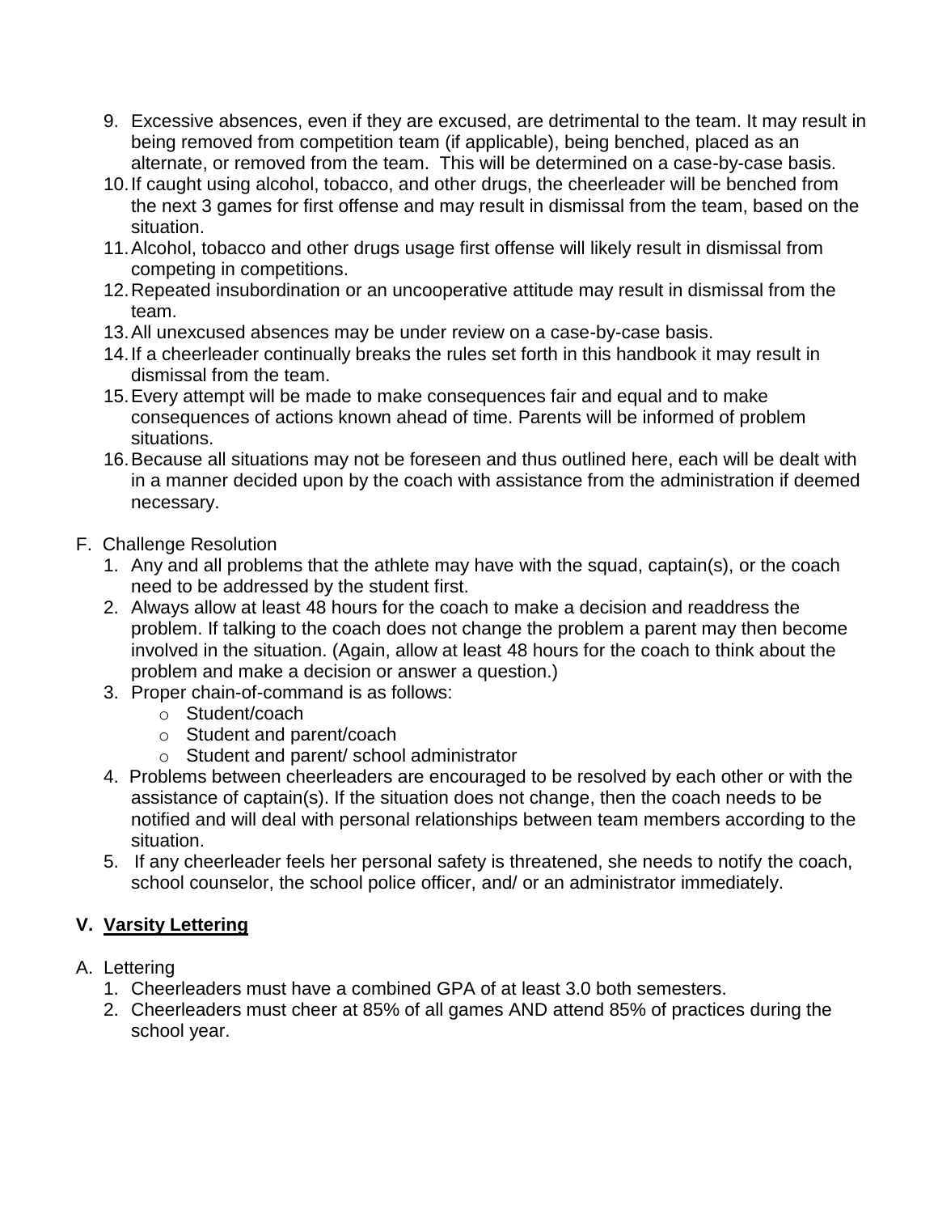9. Excessive absences, even if they are excused, are detrimental to the team. It may result in being removed from competition team (if applicable), being benched, placed as an alternate, or removed from the team. This will be determined on a case-by-case basis.
10. If caught using alcohol, tobacco, and other drugs, the cheerleader will be benched from the next 3 games for first offense and may result in dismissal from the team, based on the situation.
11. Alcohol, tobacco and other drugs usage first offense will likely result in dismissal from competing in competitions.
12. Repeated insubordination or an uncooperative attitude may result in dismissal from the team.
13. All unexcused absences may be under review on a case-by-case basis.
14. If a cheerleader continually breaks the rules set forth in this handbook it may result in dismissal from the team.
15. Every attempt will be made to make consequences fair and equal and to make consequences of actions known ahead of time. Parents will be informed of problem situations.
16. Because all situations may not be foreseen and thus outlined here, each will be dealt with in a manner decided upon by the coach with assistance from the administration if deemed necessary.

F. Challenge Resolution

1. Any and all problems that the athlete may have with the squad, captain(s), or the coach need to be addressed by the student first.
2. Always allow at least 48 hours for the coach to make a decision and readdress the problem. If talking to the coach does not change the problem a parent may then become involved in the situation. (Again, allow at least 48 hours for the coach to think about the problem and make a decision or answer a question.)
3. Proper chain-of-command is as follows:
    - Student/coach
    - Student and parent/coach
    - Student and parent/ school administrator
4. Problems between cheerleaders are encouraged to be resolved by each other or with the assistance of captain(s). If the situation does not change, then the coach needs to be notified and will deal with personal relationships between team members according to the situation.
5. If any cheerleader feels her personal safety is threatened, she needs to notify the coach, school counselor, the school police officer, and/ or an administrator immediately.

## V. Varsity Lettering

A. Lettering

1. Cheerleaders must have a combined GPA of at least 3.0 both semesters.
2. Cheerleaders must cheer at 85% of all games AND attend 85% of practices during the school year.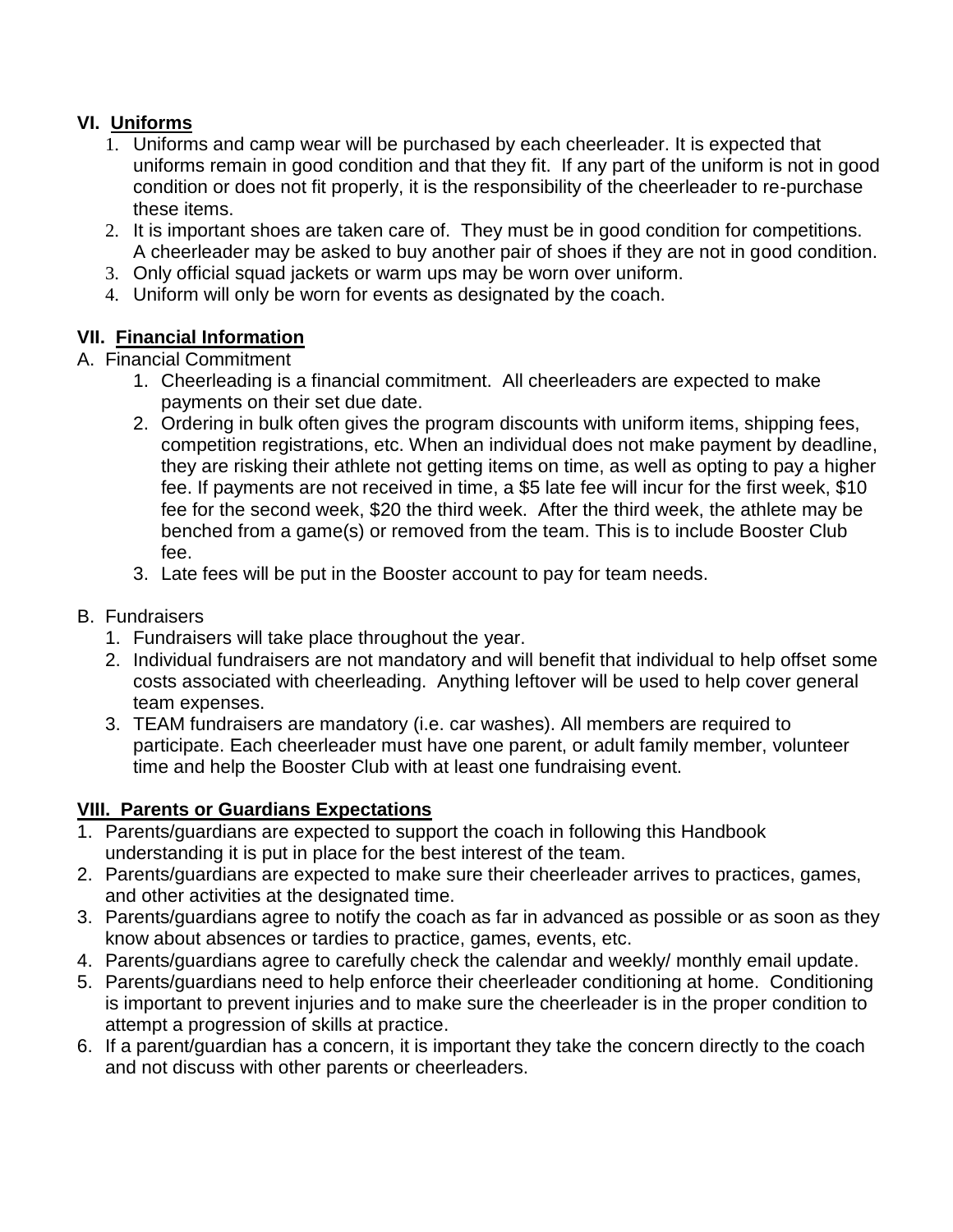## VI. <u>Uniforms</u>

1. Uniforms and camp wear will be purchased by each cheerleader. It is expected that uniforms remain in good condition and that they fit. If any part of the uniform is not in good condition or does not fit properly, it is the responsibility of the cheerleader to re-purchase these items.
2. It is important shoes are taken care of. They must be in good condition for competitions. A cheerleader may be asked to buy another pair of shoes if they are not in good condition.
3. Only official squad jackets or warm ups may be worn over uniform.
4. Uniform will only be worn for events as designated by the coach.

## VII. <u>Financial Information</u>

A. Financial Commitment

1. Cheerleading is a financial commitment. All cheerleaders are expected to make payments on their set due date.
2. Ordering in bulk often gives the program discounts with uniform items, shipping fees, competition registrations, etc. When an individual does not make payment by deadline, they are risking their athlete not getting items on time, as well as opting to pay a higher fee. If payments are not received in time, a $5 late fee will incur for the first week, $10 fee for the second week, $20 the third week. After the third week, the athlete may be benched from a game(s) or removed from the team. This is to include Booster Club fee.
3. Late fees will be put in the Booster account to pay for team needs.

B. Fundraisers

1. Fundraisers will take place throughout the year.
2. Individual fundraisers are not mandatory and will benefit that individual to help offset some costs associated with cheerleading. Anything leftover will be used to help cover general team expenses.
3. TEAM fundraisers are mandatory (i.e. car washes). All members are required to participate. Each cheerleader must have one parent, or adult family member, volunteer time and help the Booster Club with at least one fundraising event.

## <u>VIII. Parents or Guardians Expectations</u>

1. Parents/guardians are expected to support the coach in following this Handbook understanding it is put in place for the best interest of the team.
2. Parents/guardians are expected to make sure their cheerleader arrives to practices, games, and other activities at the designated time.
3. Parents/guardians agree to notify the coach as far in advanced as possible or as soon as they know about absences or tardies to practice, games, events, etc.
4. Parents/guardians agree to carefully check the calendar and weekly/ monthly email update.
5. Parents/guardians need to help enforce their cheerleader conditioning at home. Conditioning is important to prevent injuries and to make sure the cheerleader is in the proper condition to attempt a progression of skills at practice.
6. If a parent/guardian has a concern, it is important they take the concern directly to the coach and not discuss with other parents or cheerleaders.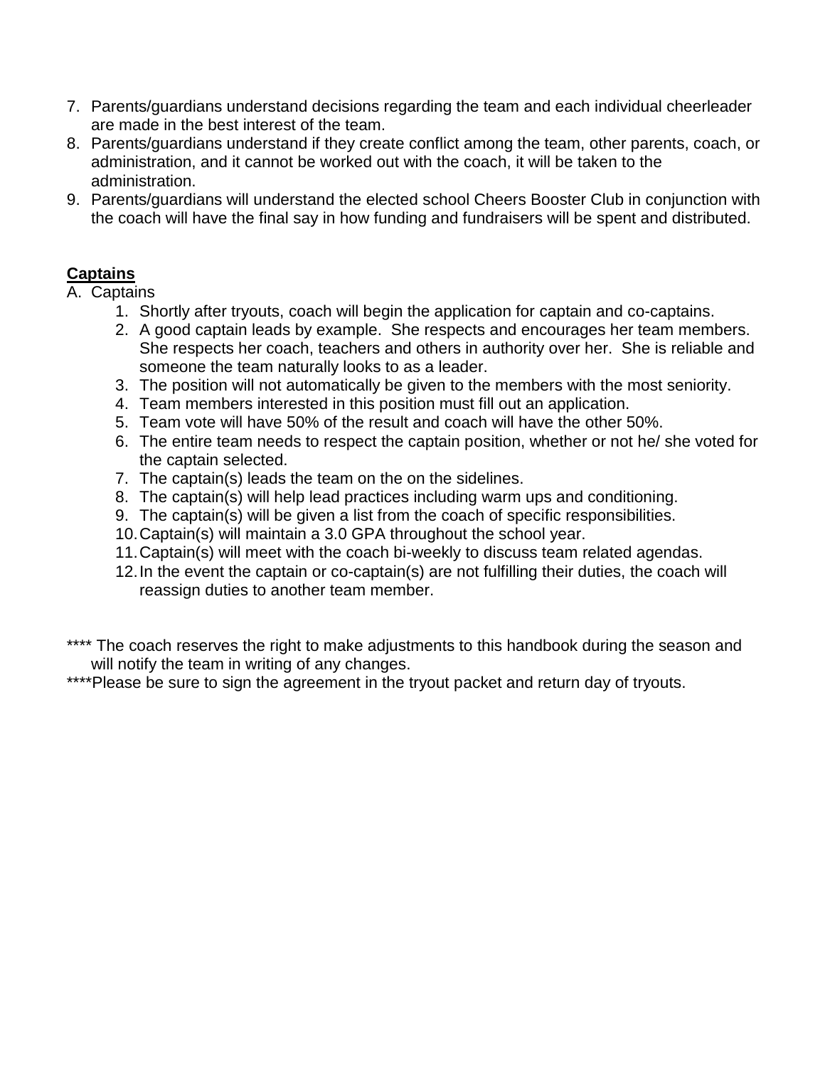7. Parents/guardians understand decisions regarding the team and each individual cheerleader are made in the best interest of the team.
8. Parents/guardians understand if they create conflict among the team, other parents, coach, or administration, and it cannot be worked out with the coach, it will be taken to the administration.
9. Parents/guardians will understand the elected school Cheers Booster Club in conjunction with the coach will have the final say in how funding and fundraisers will be spent and distributed.

**Captions**

A. Captions

1. Shortly after tryouts, coach will begin the application for captain and co-captains.
2. A good captain leads by example. She respects and encourages her team members. She respects her coach, teachers and others in authority over her. She is reliable and someone the team naturally looks to as a leader.
3. The position will not automatically be given to the members with the most seniority.
4. Team members interested in this position must fill out an application.
5. Team vote will have 50% of the result and coach will have the other 50%.
6. The entire team needs to respect the captain position, whether or not he/ she voted for the captain selected.
7. The captain(s) leads the team on the on the sidelines.
8. The captain(s) will help lead practices including warm ups and conditioning.
9. The captain(s) will be given a list from the coach of specific responsibilities.
10. Captain(s) will maintain a 3.0 GPA throughout the school year.
11. Captain(s) will meet with the coach bi-weekly to discuss team related agendas.
12. In the event the captain or co-captain(s) are not fulfilling their duties, the coach will reassign duties to another team member.

**** The coach reserves the right to make adjustments to this handbook during the season and will notify the team in writing of any changes.

****Please be sure to sign the agreement in the tryout packet and return day of tryouts.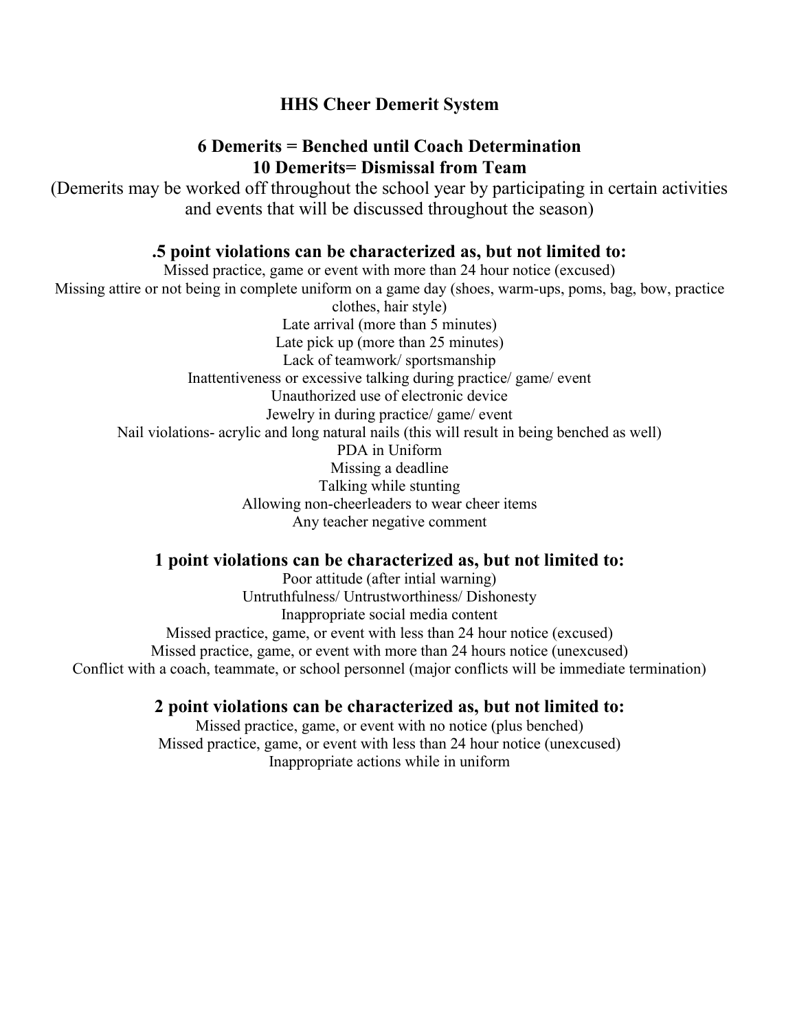# HHS Cheer Demerit System

## 6 Demerits = Benched until Coach Determination
## 10 Demerits= Dismissal from Team

(Demerits may be worked off throughout the school year by participating in certain activities and events that will be discussed throughout the season)

### .5 point violations can be characterized as, but not limited to:

Missed practice, game or event with more than 24 hour notice (excused)
Missing attire or not being in complete uniform on a game day (shoes, warm-ups, poms, bag, bow, practice clothes, hair style)
Late arrival (more than 5 minutes)
Late pick up (more than 25 minutes)
Lack of teamwork/ sportsmanship
Inattentiveness or excessive talking during practice/ game/ event
Unauthorized use of electronic device
Jewelry in during practice/ game/ event
Nail violations- acrylic and long natural nails (this will result in being benched as well)
PDA in Uniform
Missing a deadline
Talking while stunting
Allowing non-cheerleaders to wear cheer items
Any teacher negative comment

### 1 point violations can be characterized as, but not limited to:

Poor attitude (after intial warning)
Untruthfulness/ Untrustworthiness/ Dishonesty
Inappropriate social media content
Missed practice, game, or event with less than 24 hour notice (excused)
Missed practice, game, or event with more than 24 hours notice (unexcused)
Conflict with a coach, teammate, or school personnel (major conflicts will be immediate termination)

### 2 point violations can be characterized as, but not limited to:

Missed practice, game, or event with no notice (plus benched)
Missed practice, game, or event with less than 24 hour notice (unexcused)
Inappropriate actions while in uniform